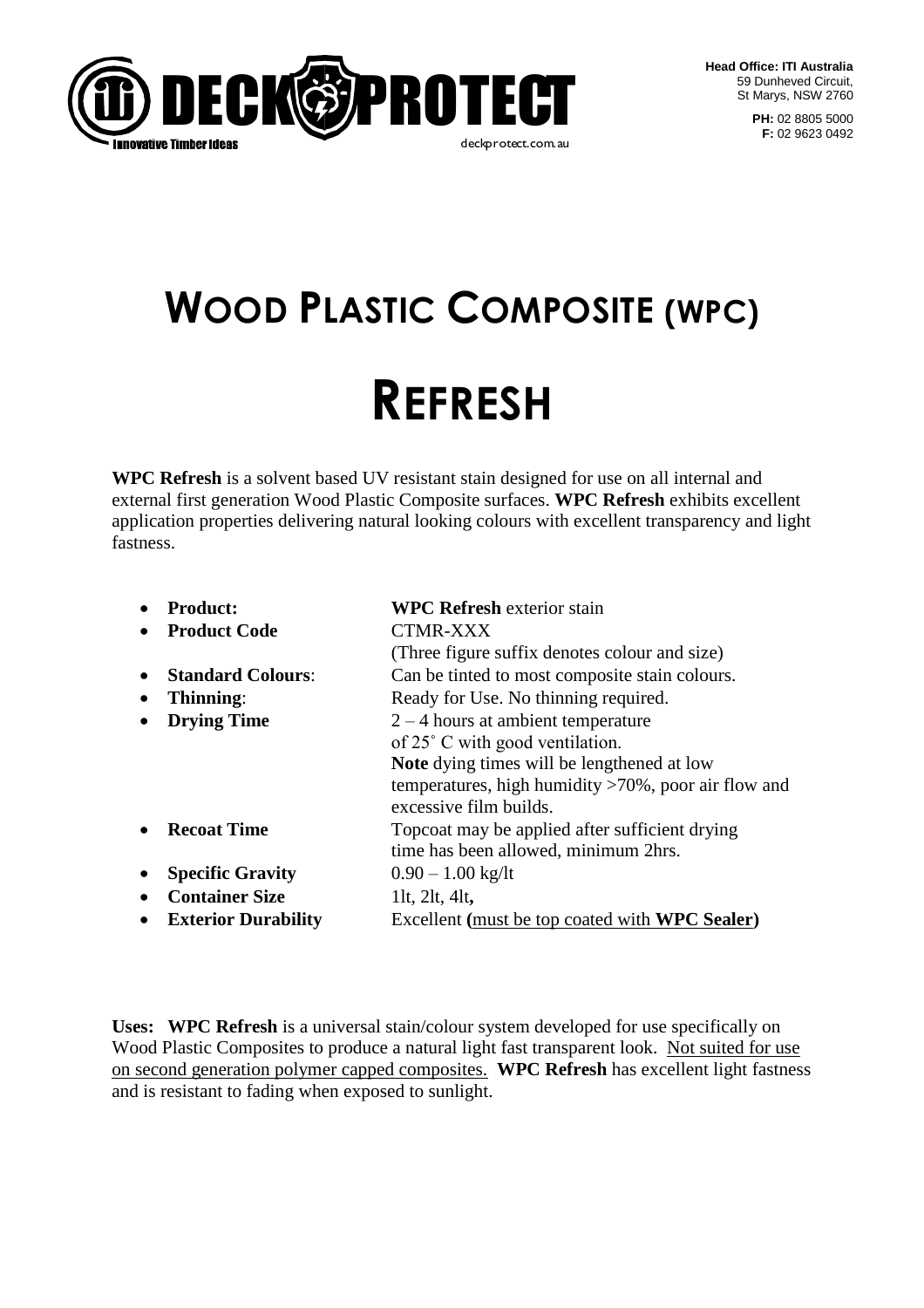DECK PROTECT

Innovative Timber Ideas

deckprotect.com.au

**Head Office: ITI Australia**
59 Dunheved Circuit,
St Marys, NSW 2760

**PH:** 02 8805 5000
**F:** 02 9623 0492

# WOOD PLASTIC COMPOSITE (WPC)

# REFRESH

**WPC Refresh** is a solvent based UV resistant stain designed for use on all internal and external first generation Wood Plastic Composite surfaces. **WPC Refresh** exhibits excellent application properties delivering natural looking colours with excellent transparency and light fastness.

- **Product:** **WPC Refresh** exterior stain
- **Product Code** CTMR-XXX
  (Three figure suffix denotes colour and size)
- **Standard Colours**: Can be tinted to most composite stain colours.
- **Thinning**: Ready for Use. No thinning required.
- **Drying Time** 2 – 4 hours at ambient temperature of 25˚ C with good ventilation.
  **Note** dying times will be lengthened at low temperatures, high humidity >70%, poor air flow and excessive film builds.
- **Recoat Time** Topcoat may be applied after sufficient drying time has been allowed, minimum 2hrs.
- **Specific Gravity** 0.90 – 1.00 kg/lt
- **Container Size** 1lt, 2lt, 4lt**,**
- **Exterior Durability** Excellent **(**must be top coated with **WPC Sealer)**

**Uses: WPC Refresh** is a universal stain/colour system developed for use specifically on Wood Plastic Composites to produce a natural light fast transparent look. Not suited for use on second generation polymer capped composites. **WPC Refresh** has excellent light fastness and is resistant to fading when exposed to sunlight.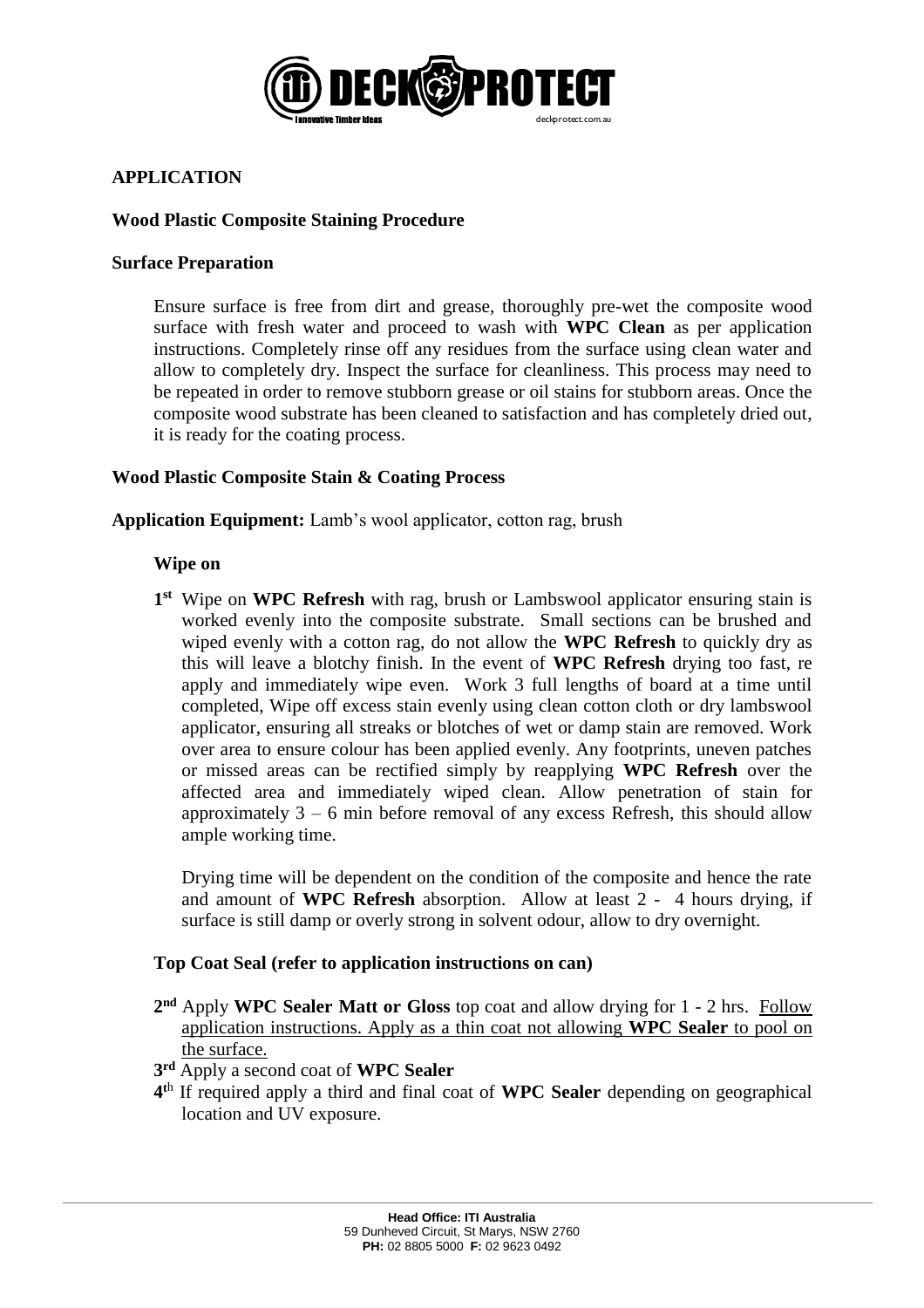## APPLICATION

### Wood Plastic Composite Staining Procedure

### Surface Preparation

Ensure surface is free from dirt and grease, thoroughly pre-wet the composite wood surface with fresh water and proceed to wash with **WPC Clean** as per application instructions. Completely rinse off any residues from the surface using clean water and allow to completely dry. Inspect the surface for cleanliness. This process may need to be repeated in order to remove stubborn grease or oil stains for stubborn areas. Once the composite wood substrate has been cleaned to satisfaction and has completely dried out, it is ready for the coating process.

### Wood Plastic Composite Stain & Coating Process

**Application Equipment:** Lamb's wool applicator, cotton rag, brush

#### Wipe on

**1st** Wipe on **WPC Refresh** with rag, brush or Lambswool applicator ensuring stain is worked evenly into the composite substrate. Small sections can be brushed and wiped evenly with a cotton rag, do not allow the **WPC Refresh** to quickly dry as this will leave a blotchy finish. In the event of **WPC Refresh** drying too fast, re apply and immediately wipe even. Work 3 full lengths of board at a time until completed, Wipe off excess stain evenly using clean cotton cloth or dry lambswool applicator, ensuring all streaks or blotches of wet or damp stain are removed. Work over area to ensure colour has been applied evenly. Any footprints, uneven patches or missed areas can be rectified simply by reapplying **WPC Refresh** over the affected area and immediately wiped clean. Allow penetration of stain for approximately 3 – 6 min before removal of any excess Refresh, this should allow ample working time.

Drying time will be dependent on the condition of the composite and hence the rate and amount of **WPC Refresh** absorption. Allow at least 2 - 4 hours drying, if surface is still damp or overly strong in solvent odour, allow to dry overnight.

#### Top Coat Seal (refer to application instructions on can)

**2nd** Apply **WPC Sealer Matt or Gloss** top coat and allow drying for 1 - 2 hrs. Follow application instructions. Apply as a thin coat not allowing **WPC Sealer** to pool on the surface.

**3rd** Apply a second coat of **WPC Sealer**

**4th** If required apply a third and final coat of **WPC Sealer** depending on geographical location and UV exposure.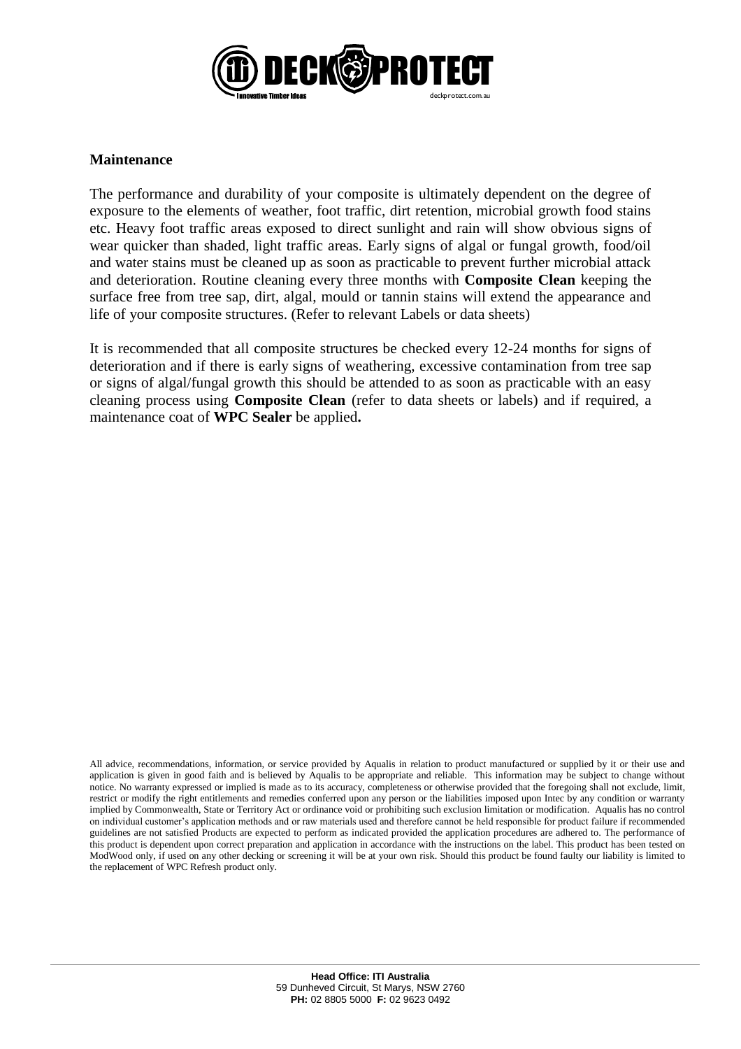## Maintenance

The performance and durability of your composite is ultimately dependent on the degree of exposure to the elements of weather, foot traffic, dirt retention, microbial growth food stains etc. Heavy foot traffic areas exposed to direct sunlight and rain will show obvious signs of wear quicker than shaded, light traffic areas. Early signs of algal or fungal growth, food/oil and water stains must be cleaned up as soon as practicable to prevent further microbial attack and deterioration. Routine cleaning every three months with **Composite Clean** keeping the surface free from tree sap, dirt, algal, mould or tannin stains will extend the appearance and life of your composite structures. (Refer to relevant Labels or data sheets)

It is recommended that all composite structures be checked every 12-24 months for signs of deterioration and if there is early signs of weathering, excessive contamination from tree sap or signs of algal/fungal growth this should be attended to as soon as practicable with an easy cleaning process using **Composite Clean** (refer to data sheets or labels) and if required, a maintenance coat of **WPC Sealer** be applied**.**

All advice, recommendations, information, or service provided by Aqualis in relation to product manufactured or supplied by it or their use and application is given in good faith and is believed by Aqualis to be appropriate and reliable. This information may be subject to change without notice. No warranty expressed or implied is made as to its accuracy, completeness or otherwise provided that the foregoing shall not exclude, limit, restrict or modify the right entitlements and remedies conferred upon any person or the liabilities imposed upon Intec by any condition or warranty implied by Commonwealth, State or Territory Act or ordinance void or prohibiting such exclusion limitation or modification. Aqualis has no control on individual customer's application methods and or raw materials used and therefore cannot be held responsible for product failure if recommended guidelines are not satisfied Products are expected to perform as indicated provided the application procedures are adhered to. The performance of this product is dependent upon correct preparation and application in accordance with the instructions on the label. This product has been tested on ModWood only, if used on any other decking or screening it will be at your own risk. Should this product be found faulty our liability is limited to the replacement of WPC Refresh product only.